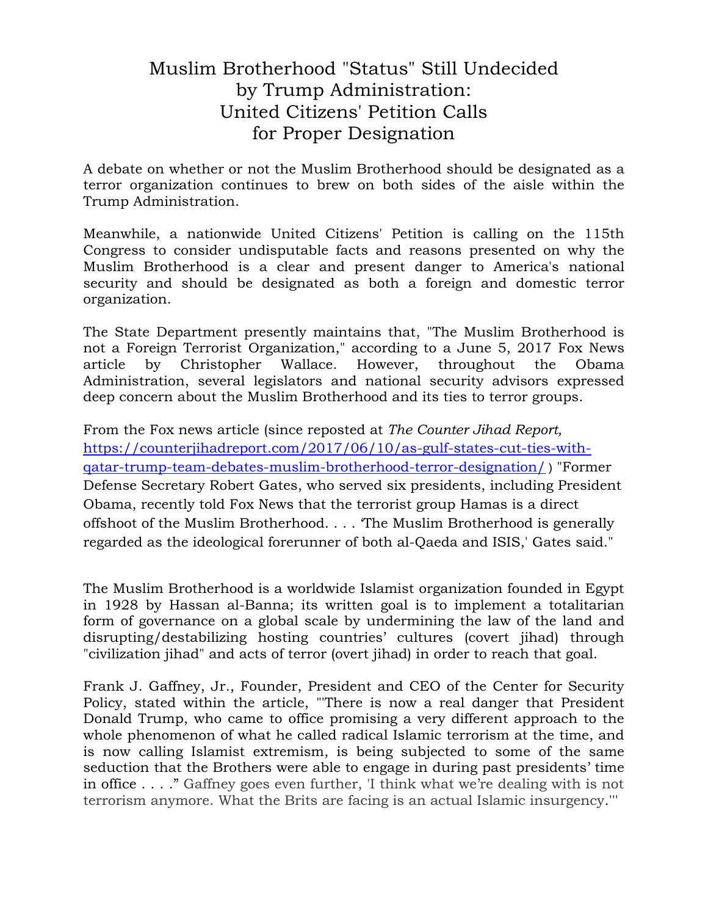# Muslim Brotherhood "Status" Still Undecided by Trump Administration: United Citizens' Petition Calls for Proper Designation

A debate on whether or not the Muslim Brotherhood should be designated as a terror organization continues to brew on both sides of the aisle within the Trump Administration.

Meanwhile, a nationwide United Citizens' Petition is calling on the 115th Congress to consider undisputable facts and reasons presented on why the Muslim Brotherhood is a clear and present danger to America's national security and should be designated as both a foreign and domestic terror organization.

The State Department presently maintains that, "The Muslim Brotherhood is not a Foreign Terrorist Organization," according to a June 5, 2017 Fox News article by Christopher Wallace. However, throughout the Obama Administration, several legislators and national security advisors expressed deep concern about the Muslim Brotherhood and its ties to terror groups.

From the Fox news article (since reposted at *The Counter Jihad Report,* [https://counterjihadreport.com/2017/06/10/as-gulf-states-cut-ties-with-qatar-trump-team-debates-muslim-brotherhood-terror-designation/](https://counterjihadreport.com/2017/06/10/as-gulf-states-cut-ties-with-qatar-trump-team-debates-muslim-brotherhood-terror-designation/) ) "Former Defense Secretary Robert Gates, who served six presidents, including President Obama, recently told Fox News that the terrorist group Hamas is a direct offshoot of the Muslim Brotherhood. . . . 'The Muslim Brotherhood is generally regarded as the ideological forerunner of both al-Qaeda and ISIS,' Gates said."

The Muslim Brotherhood is a worldwide Islamist organization founded in Egypt in 1928 by Hassan al-Banna; its written goal is to implement a totalitarian form of governance on a global scale by undermining the law of the land and disrupting/destabilizing hosting countries' cultures (covert jihad) through "civilization jihad" and acts of terror (overt jihad) in order to reach that goal.

Frank J. Gaffney, Jr., Founder, President and CEO of the Center for Security Policy, stated within the article, "'There is now a real danger that President Donald Trump, who came to office promising a very different approach to the whole phenomenon of what he called radical Islamic terrorism at the time, and is now calling Islamist extremism, is being subjected to some of the same seduction that the Brothers were able to engage in during past presidents' time in office . . . ." Gaffney goes even further, 'I think what we're dealing with is not terrorism anymore. What the Brits are facing is an actual Islamic insurgency.'"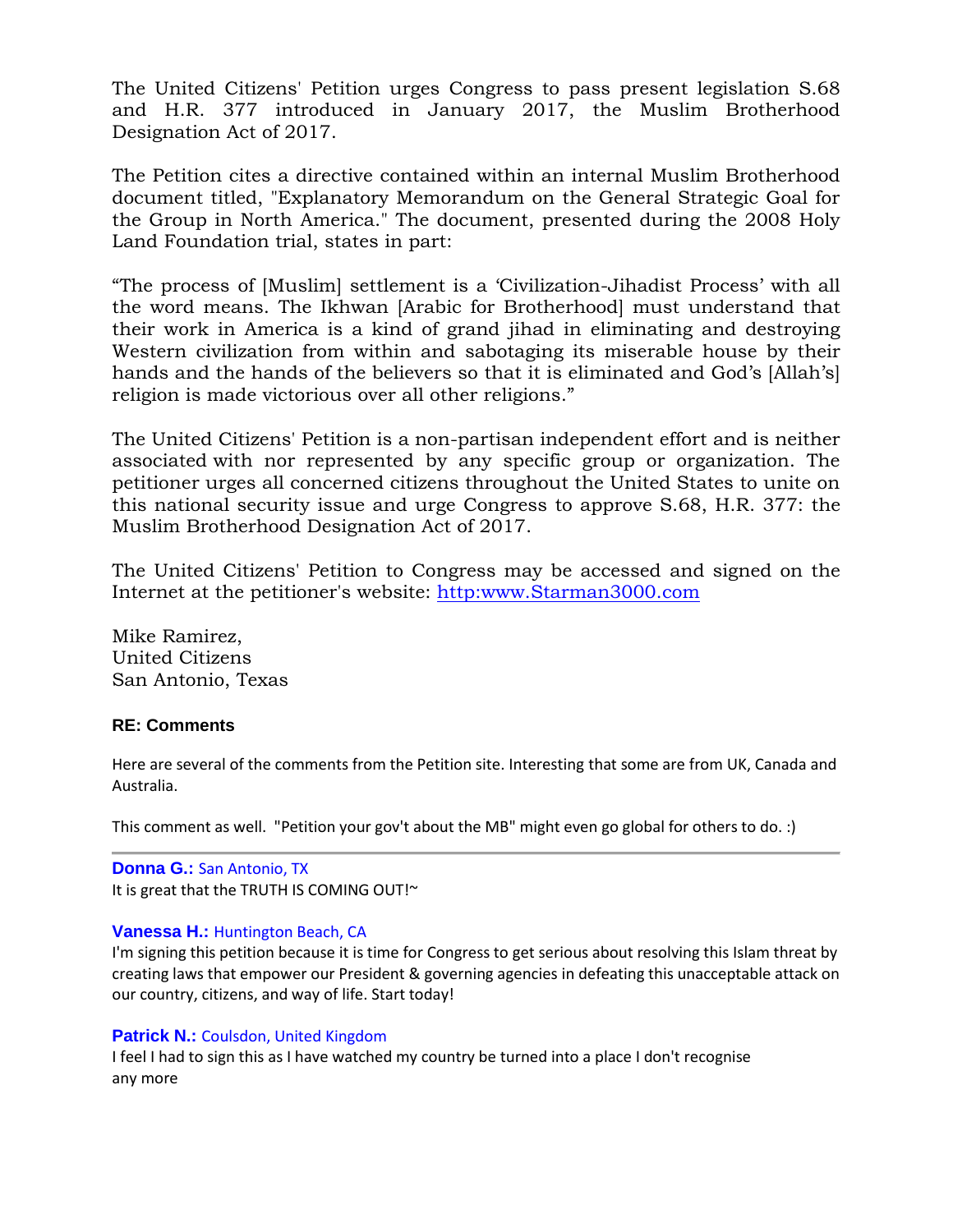The United Citizens' Petition urges Congress to pass present legislation S.68 and H.R. 377 introduced in January 2017, the Muslim Brotherhood Designation Act of 2017.

The Petition cites a directive contained within an internal Muslim Brotherhood document titled, "Explanatory Memorandum on the General Strategic Goal for the Group in North America." The document, presented during the 2008 Holy Land Foundation trial, states in part:

"The process of [Muslim] settlement is a 'Civilization-Jihadist Process' with all the word means. The Ikhwan [Arabic for Brotherhood] must understand that their work in America is a kind of grand jihad in eliminating and destroying Western civilization from within and sabotaging its miserable house by their hands and the hands of the believers so that it is eliminated and God's [Allah's] religion is made victorious over all other religions."

The United Citizens' Petition is a non-partisan independent effort and is neither associated with nor represented by any specific group or organization. The petitioner urges all concerned citizens throughout the United States to unite on this national security issue and urge Congress to approve S.68, H.R. 377: the Muslim Brotherhood Designation Act of 2017.

The United Citizens' Petition to Congress may be accessed and signed on the Internet at the petitioner's website: [http:www.Starman3000.com](http:www.Starman3000.com)

Mike Ramirez,
United Citizens
San Antonio, Texas

**RE: Comments**

Here are several of the comments from the Petition site. Interesting that some are from UK, Canada and Australia.

This comment as well. "Petition your gov't about the MB" might even go global for others to do. :)

---

**Donna G.:** San Antonio, TX
It is great that the TRUTH IS COMING OUT!~

**Vanessa H.:** Huntington Beach, CA
I'm signing this petition because it is time for Congress to get serious about resolving this Islam threat by creating laws that empower our President & governing agencies in defeating this unacceptable attack on our country, citizens, and way of life. Start today!

**Patrick N.:** Coulsdon, United Kingdom
I feel I had to sign this as I have watched my country be turned into a place I don't recognise any more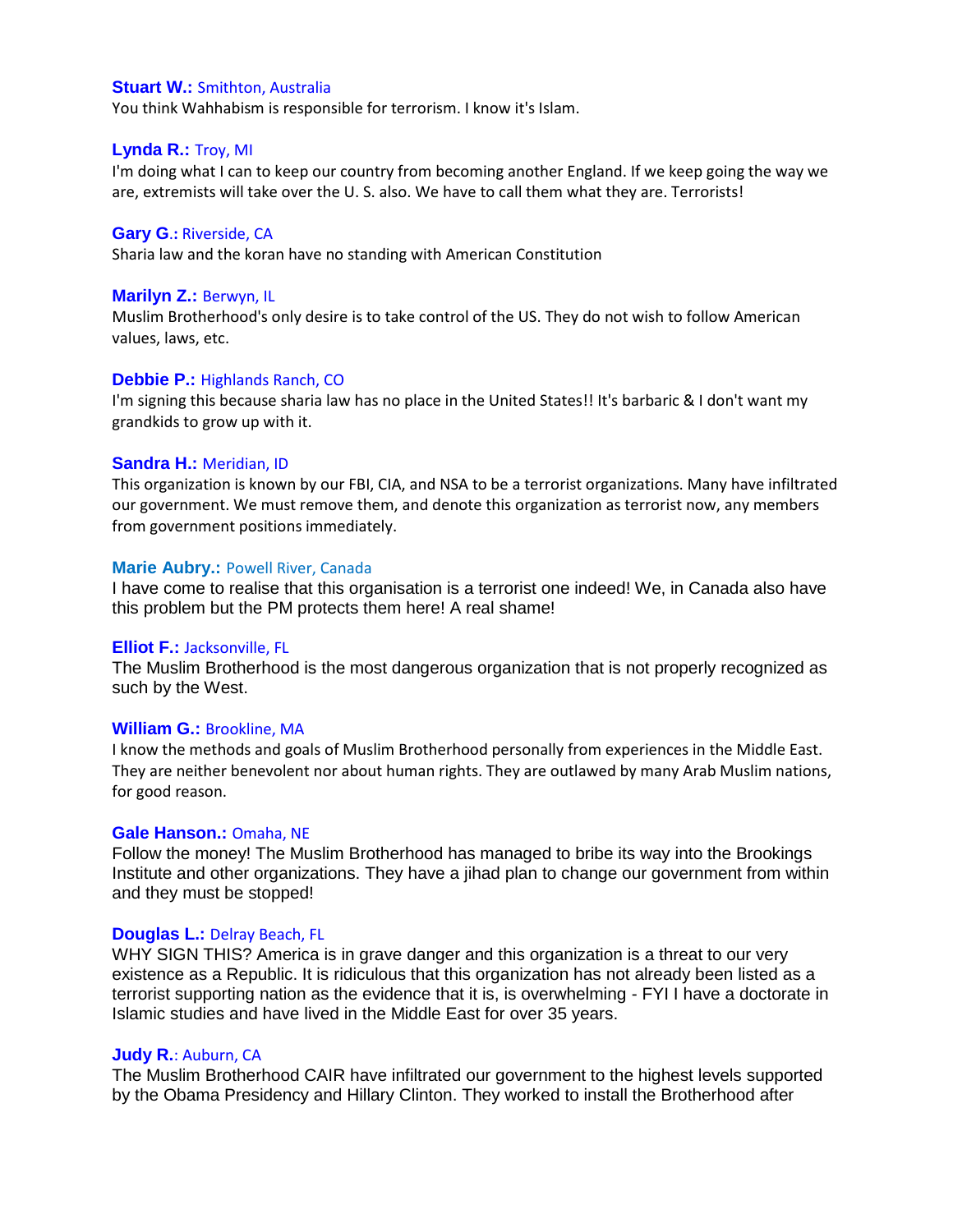**Stuart W.:** Smithton, Australia
You think Wahhabism is responsible for terrorism. I know it's Islam.

**Lynda R.:** Troy, MI
I'm doing what I can to keep our country from becoming another England. If we keep going the way we are, extremists will take over the U. S. also. We have to call them what they are. Terrorists!

**Gary G.:** Riverside, CA
Sharia law and the koran have no standing with American Constitution

**Marilyn Z.:** Berwyn, IL
Muslim Brotherhood's only desire is to take control of the US. They do not wish to follow American values, laws, etc.

**Debbie P.:** Highlands Ranch, CO
I'm signing this because sharia law has no place in the United States!! It's barbaric & I don't want my grandkids to grow up with it.

**Sandra H.:** Meridian, ID
This organization is known by our FBI, CIA, and NSA to be a terrorist organizations. Many have infiltrated our government. We must remove them, and denote this organization as terrorist now, any members from government positions immediately.

**Marie Aubry.:** Powell River, Canada
I have come to realise that this organisation is a terrorist one indeed! We, in Canada also have this problem but the PM protects them here! A real shame!

**Elliot F.:** Jacksonville, FL
The Muslim Brotherhood is the most dangerous organization that is not properly recognized as such by the West.

**William G.:** Brookline, MA
I know the methods and goals of Muslim Brotherhood personally from experiences in the Middle East. They are neither benevolent nor about human rights. They are outlawed by many Arab Muslim nations, for good reason.

**Gale Hanson.:** Omaha, NE
Follow the money! The Muslim Brotherhood has managed to bribe its way into the Brookings Institute and other organizations. They have a jihad plan to change our government from within and they must be stopped!

**Douglas L.:** Delray Beach, FL
WHY SIGN THIS? America is in grave danger and this organization is a threat to our very existence as a Republic. It is ridiculous that this organization has not already been listed as a terrorist supporting nation as the evidence that it is, is overwhelming - FYI I have a doctorate in Islamic studies and have lived in the Middle East for over 35 years.

**Judy R.**: Auburn, CA
The Muslim Brotherhood CAIR have infiltrated our government to the highest levels supported by the Obama Presidency and Hillary Clinton. They worked to install the Brotherhood after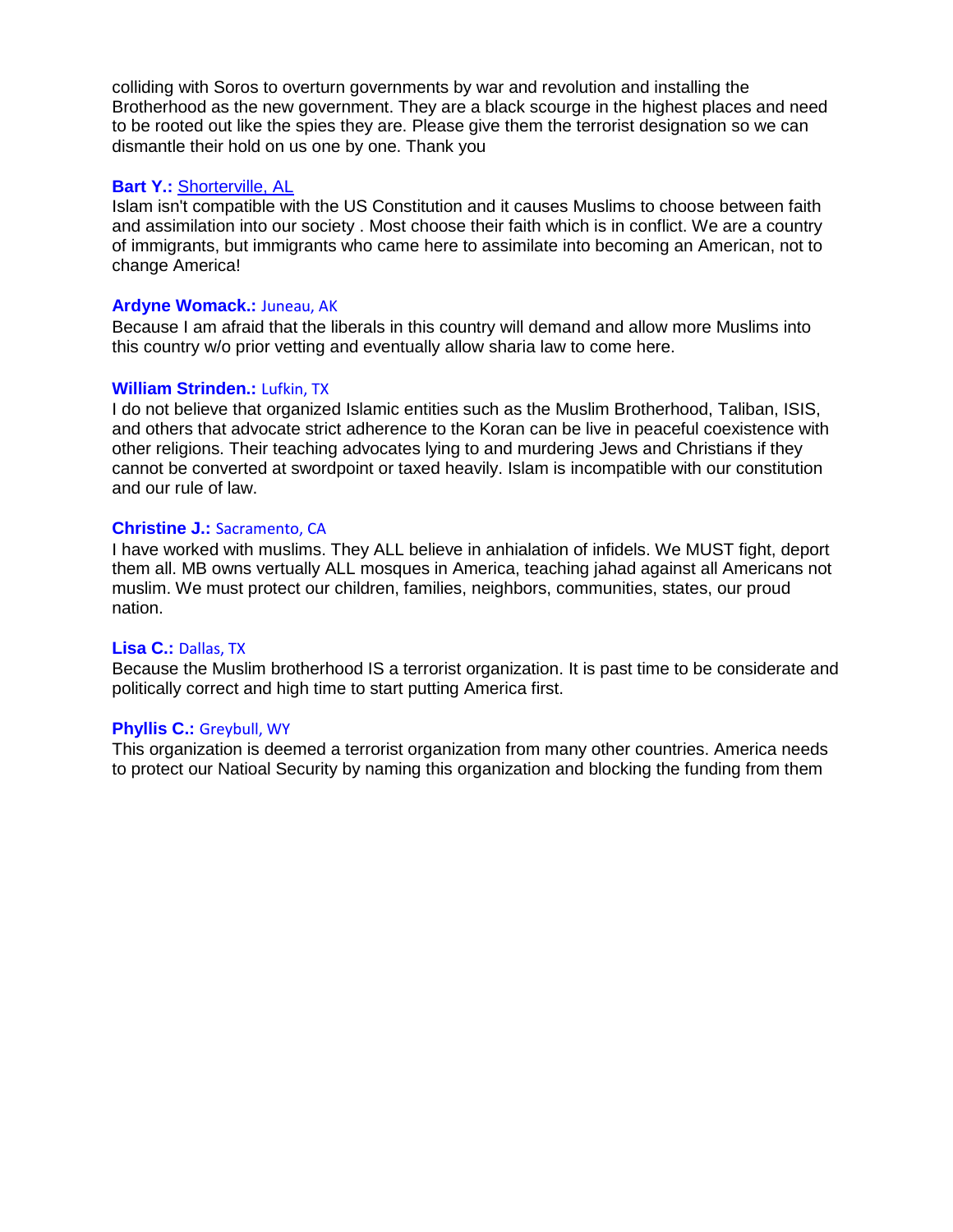colliding with Soros to overturn governments by war and revolution and installing the Brotherhood as the new government. They are a black scourge in the highest places and need to be rooted out like the spies they are. Please give them the terrorist designation so we can dismantle their hold on us one by one. Thank you

**Bart Y.:** Shorterville, AL
Islam isn't compatible with the US Constitution and it causes Muslims to choose between faith and assimilation into our society . Most choose their faith which is in conflict. We are a country of immigrants, but immigrants who came here to assimilate into becoming an American, not to change America!

**Ardyne Womack.:** Juneau, AK
Because I am afraid that the liberals in this country will demand and allow more Muslims into this country w/o prior vetting and eventually allow sharia law to come here.

**William Strinden.:** Lufkin, TX
I do not believe that organized Islamic entities such as the Muslim Brotherhood, Taliban, ISIS, and others that advocate strict adherence to the Koran can be live in peaceful coexistence with other religions. Their teaching advocates lying to and murdering Jews and Christians if they cannot be converted at swordpoint or taxed heavily. Islam is incompatible with our constitution and our rule of law.

**Christine J.:** Sacramento, CA
I have worked with muslims. They ALL believe in anhialation of infidels. We MUST fight, deport them all. MB owns vertually ALL mosques in America, teaching jahad against all Americans not muslim. We must protect our children, families, neighbors, communities, states, our proud nation.

**Lisa C.:** Dallas, TX
Because the Muslim brotherhood IS a terrorist organization. It is past time to be considerate and politically correct and high time to start putting America first.

**Phyllis C.:** Greybull, WY
This organization is deemed a terrorist organization from many other countries. America needs to protect our Natioal Security by naming this organization and blocking the funding from them